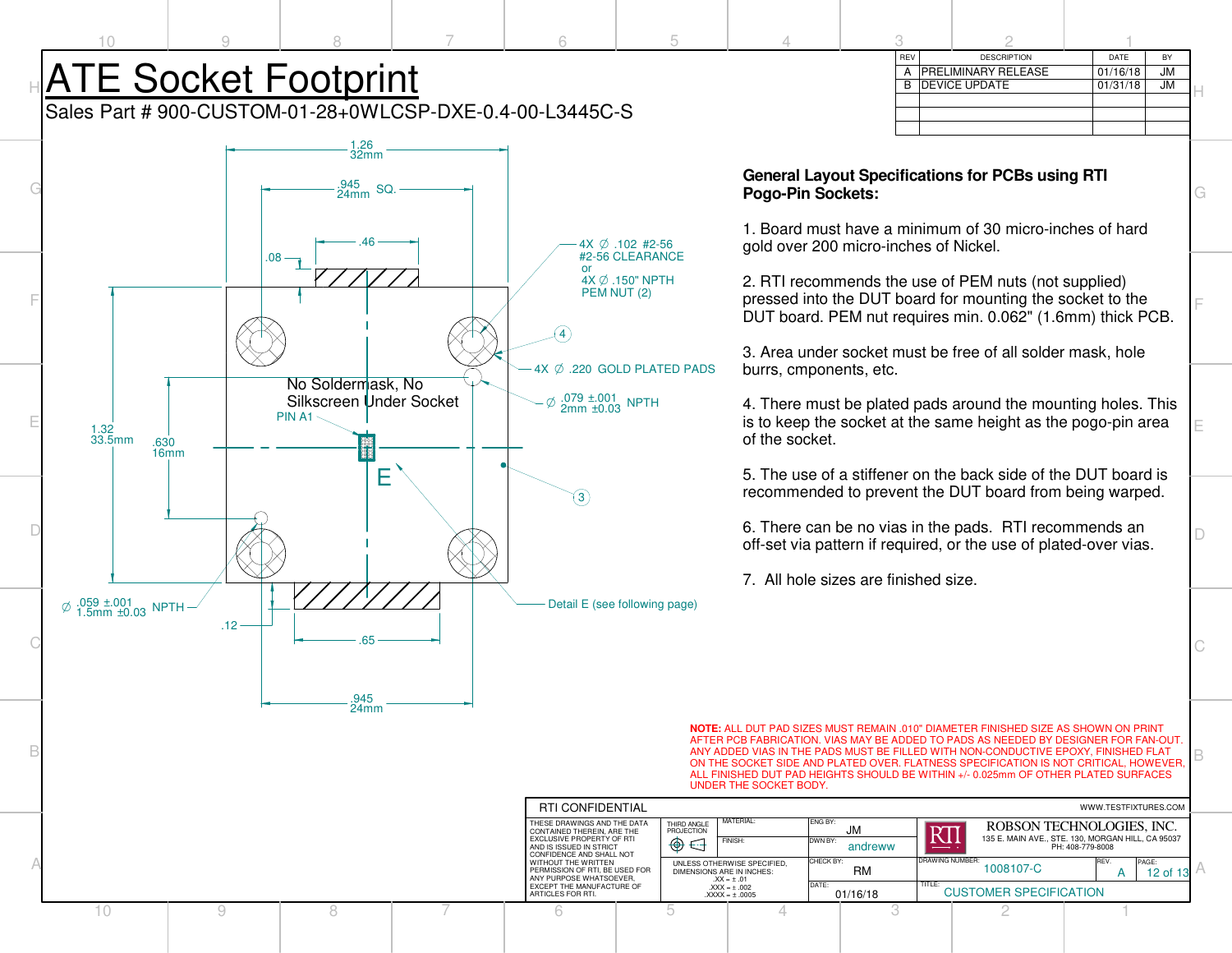# ATE Socket Footprint

Sales Part # 900-CUSTOM-01-28+0WLCSP-DXE-0.4-00-L3445C-S

| REV | DESCRIPTION | DATE | BY |
|---|---|---|---|
| A | PRELIMINARY RELEASE | 01/16/18 | JM |
| B | DEVICE UPDATE | 01/31/18 | JM |

1.26
32mm

.945
24mm SQ.

.46

.08

4X ∅ .102 #2-56
#2-56 CLEARANCE
or
4X ∅ .150" NPTH
PEM NUT (2)

4

4X ∅ .220 GOLD PLATED PADS

No Soldermask, No
Silkscreen Under Socket

∅ .079 ±.001
2mm ±0.03 NPTH

PIN A1

1.32
33.5mm

.630
16mm

E

3

∅ .059 ±.001
1.5mm ±0.03 NPTH

Detail E (see following page)

.12

.65

.945
24mm

**General Layout Specifications for PCBs using RTI Pogo-Pin Sockets:**

1. Board must have a minimum of 30 micro-inches of hard gold over 200 micro-inches of Nickel.

2. RTI recommends the use of PEM nuts (not supplied) pressed into the DUT board for mounting the socket to the DUT board. PEM nut requires min. 0.062" (1.6mm) thick PCB.

3. Area under socket must be free of all solder mask, hole burrs, cmponents, etc.

4. There must be plated pads around the mounting holes. This is to keep the socket at the same height as the pogo-pin area of the socket.

5. The use of a stiffener on the back side of the DUT board is recommended to prevent the DUT board from being warped.

6. There can be no vias in the pads. RTI recommends an off-set via pattern if required, or the use of plated-over vias.

7. All hole sizes are finished size.

**NOTE:** ALL DUT PAD SIZES MUST REMAIN .010" DIAMETER FINISHED SIZE AS SHOWN ON PRINT AFTER PCB FABRICATION. VIAS MAY BE ADDED TO PADS AS NEEDED BY DESIGNER FOR FAN-OUT. ANY ADDED VIAS IN THE PADS MUST BE FILLED WITH NON-CONDUCTIVE EPOXY, FINISHED FLAT ON THE SOCKET SIDE AND PLATED OVER. FLATNESS SPECIFICATION IS NOT CRITICAL, HOWEVER, ALL FINISHED DUT PAD HEIGHTS SHOULD BE WITHIN +/- 0.025mm OF OTHER PLATED SURFACES UNDER THE SOCKET BODY.

RTI CONFIDENTIAL — WWW.TESTFIXTURES.COM

THESE DRAWINGS AND THE DATA CONTAINED THEREIN, ARE THE EXCLUSIVE PROPERTY OF RTI AND IS ISSUED IN STRICT CONFIDENCE AND SHALL NOT WITHOUT THE WRITTEN PERMISSION OF RTI, BE USED FOR ANY PURPOSE WHATSOEVER, EXCEPT THE MANUFACTURE OF ARTICLES FOR RTI.

THIRD ANGLE PROJECTION

MATERIAL:

FINISH:

UNLESS OTHERWISE SPECIFIED, DIMENSIONS ARE IN INCHES:
.XX = ± .01
.XXX = ± .002
.XXXX = ± .0005

ENG BY: JM
DWN BY: andreww
CHECK BY: RM
DATE: 01/16/18

ROBSON TECHNOLOGIES, INC.
135 E. MAIN AVE., STE. 130, MORGAN HILL, CA 95037
PH: 408-779-8008

DRAWING NUMBER: 1008107-C
REV.: A
PAGE: 12 of 13
TITLE: CUSTOMER SPECIFICATION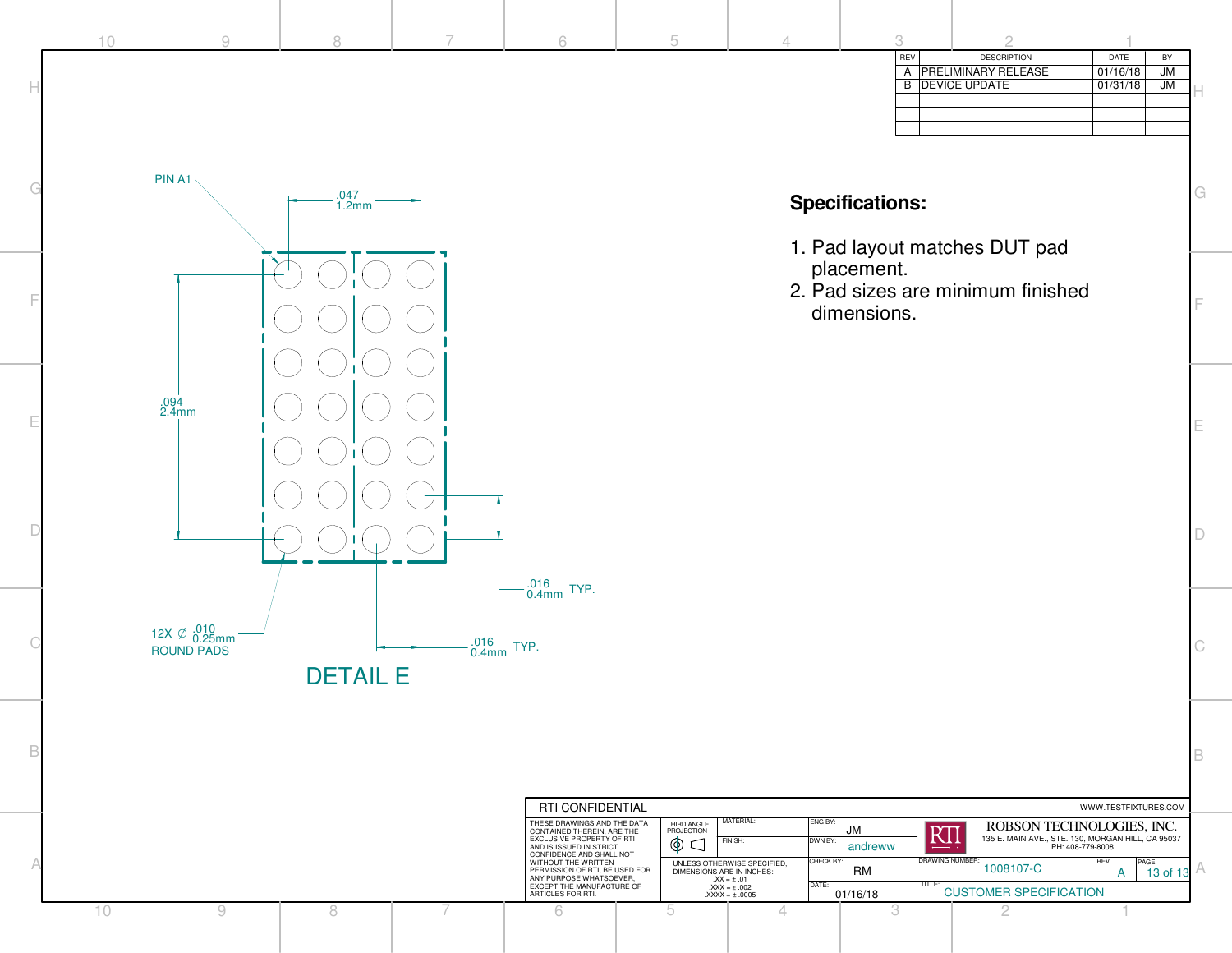| REV | DESCRIPTION | DATE | BY |
|---|---|---|---|
| A | PRELIMINARY RELEASE | 01/16/18 | JM |
| B | DEVICE UPDATE | 01/31/18 | JM |

PIN A1

.047
1.2mm

.094
2.4mm

.016
0.4mm TYP.

12X ∅ .010
0.25mm
ROUND PADS

.016
0.4mm TYP.

DETAIL E

## Specifications:

1. Pad layout matches DUT pad placement.
2. Pad sizes are minimum finished dimensions.

RTI CONFIDENTIAL

WWW.TESTFIXTURES.COM

THESE DRAWINGS AND THE DATA CONTAINED THEREIN, ARE THE EXCLUSIVE PROPERTY OF RTI AND IS ISSUED IN STRICT CONFIDENCE AND SHALL NOT WITHOUT THE WRITTEN PERMISSION OF RTI, BE USED FOR ANY PURPOSE WHATSOEVER, EXCEPT THE MANUFACTURE OF ARTICLES FOR RTI.

THIRD ANGLE PROJECTION

MATERIAL:

FINISH:

UNLESS OTHERWISE SPECIFIED, DIMENSIONS ARE IN INCHES:
.XX = ± .01
.XXX = ± .002
.XXXX = ± .0005

ENG BY: JM

DWN BY: andreww

CHECK BY: RM

DATE: 01/16/18

ROBSON TECHNOLOGIES, INC.
135 E. MAIN AVE., STE. 130, MORGAN HILL, CA 95037
PH: 408-779-8008

DRAWING NUMBER: 1008107-C

REV. A

TITLE: CUSTOMER SPECIFICATION